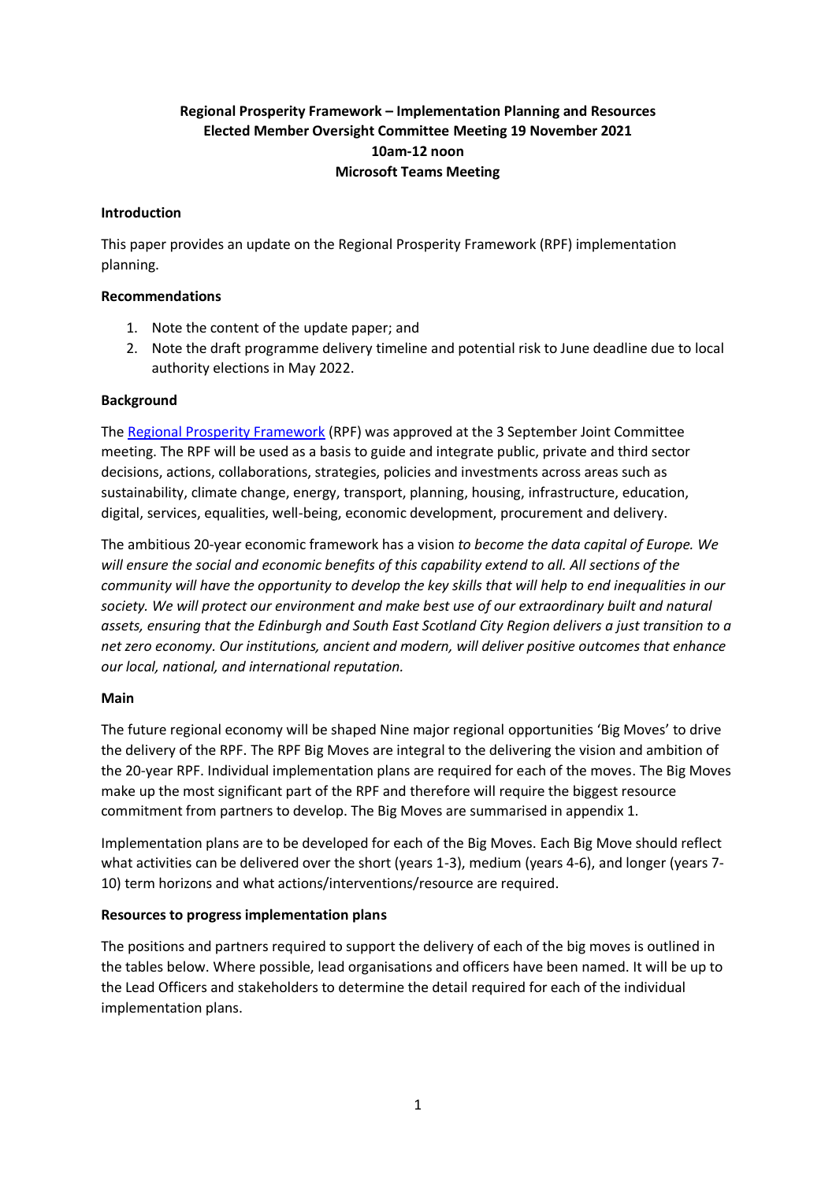**Regional Prosperity Framework – Implementation Planning and Resources**
**Elected Member Oversight Committee Meeting 19 November 2021**
**10am-12 noon**
**Microsoft Teams Meeting**

**Introduction**

This paper provides an update on the Regional Prosperity Framework (RPF) implementation planning.

**Recommendations**

1. Note the content of the update paper; and
2. Note the draft programme delivery timeline and potential risk to June deadline due to local authority elections in May 2022.

**Background**

The Regional Prosperity Framework (RPF) was approved at the 3 September Joint Committee meeting. The RPF will be used as a basis to guide and integrate public, private and third sector decisions, actions, collaborations, strategies, policies and investments across areas such as sustainability, climate change, energy, transport, planning, housing, infrastructure, education, digital, services, equalities, well-being, economic development, procurement and delivery.

The ambitious 20-year economic framework has a vision *to become the data capital of Europe. We will ensure the social and economic benefits of this capability extend to all. All sections of the community will have the opportunity to develop the key skills that will help to end inequalities in our society. We will protect our environment and make best use of our extraordinary built and natural assets, ensuring that the Edinburgh and South East Scotland City Region delivers a just transition to a net zero economy. Our institutions, ancient and modern, will deliver positive outcomes that enhance our local, national, and international reputation.*

**Main**

The future regional economy will be shaped Nine major regional opportunities 'Big Moves' to drive the delivery of the RPF. The RPF Big Moves are integral to the delivering the vision and ambition of the 20-year RPF. Individual implementation plans are required for each of the moves. The Big Moves make up the most significant part of the RPF and therefore will require the biggest resource commitment from partners to develop. The Big Moves are summarised in appendix 1.

Implementation plans are to be developed for each of the Big Moves. Each Big Move should reflect what activities can be delivered over the short (years 1-3), medium (years 4-6), and longer (years 7-10) term horizons and what actions/interventions/resource are required.

**Resources to progress implementation plans**

The positions and partners required to support the delivery of each of the big moves is outlined in the tables below. Where possible, lead organisations and officers have been named. It will be up to the Lead Officers and stakeholders to determine the detail required for each of the individual implementation plans.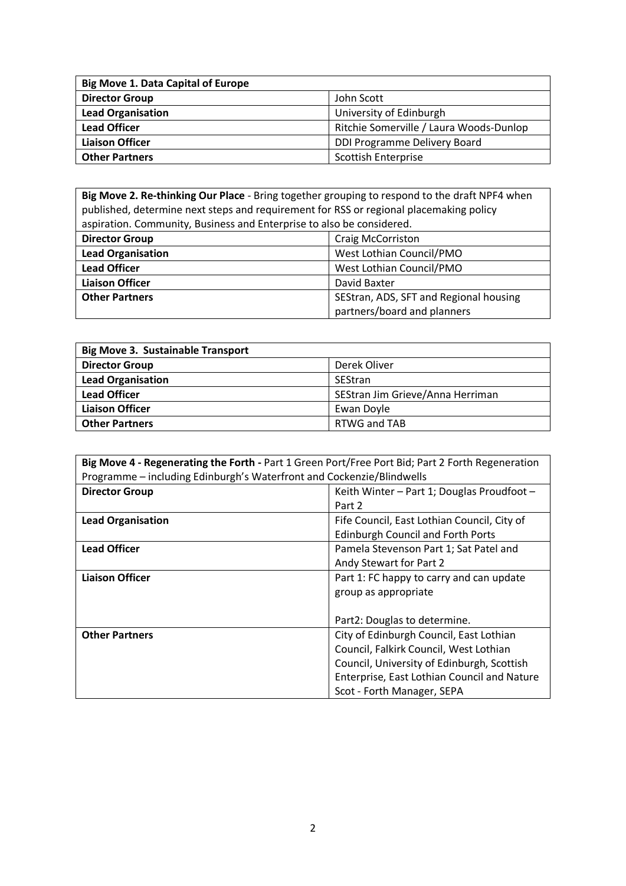| **Big Move 1. Data Capital of Europe** | |
|---|---|
| **Director Group** | John Scott |
| **Lead Organisation** | University of Edinburgh |
| **Lead Officer** | Ritchie Somerville / Laura Woods-Dunlop |
| **Liaison Officer** | DDI Programme Delivery Board |
| **Other Partners** | Scottish Enterprise |

| **Big Move 2. Re-thinking Our Place** - Bring together grouping to respond to the draft NPF4 when published, determine next steps and requirement for RSS or regional placemaking policy aspiration. Community, Business and Enterprise to also be considered. | |
|---|---|
| **Director Group** | Craig McCorriston |
| **Lead Organisation** | West Lothian Council/PMO |
| **Lead Officer** | West Lothian Council/PMO |
| **Liaison Officer** | David Baxter |
| **Other Partners** | SEStran, ADS, SFT and Regional housing partners/board and planners |

| **Big Move 3. Sustainable Transport** | |
|---|---|
| **Director Group** | Derek Oliver |
| **Lead Organisation** | SEStran |
| **Lead Officer** | SEStran Jim Grieve/Anna Herriman |
| **Liaison Officer** | Ewan Doyle |
| **Other Partners** | RTWG and TAB |

| **Big Move 4 - Regenerating the Forth -** Part 1 Green Port/Free Port Bid; Part 2 Forth Regeneration Programme – including Edinburgh's Waterfront and Cockenzie/Blindwells | |
|---|---|
| **Director Group** | Keith Winter – Part 1; Douglas Proudfoot – Part 2 |
| **Lead Organisation** | Fife Council, East Lothian Council, City of Edinburgh Council and Forth Ports |
| **Lead Officer** | Pamela Stevenson Part 1; Sat Patel and Andy Stewart for Part 2 |
| **Liaison Officer** | Part 1: FC happy to carry and can update group as appropriate<br><br>Part2: Douglas to determine. |
| **Other Partners** | City of Edinburgh Council, East Lothian Council, Falkirk Council, West Lothian Council, University of Edinburgh, Scottish Enterprise, East Lothian Council and Nature Scot - Forth Manager, SEPA |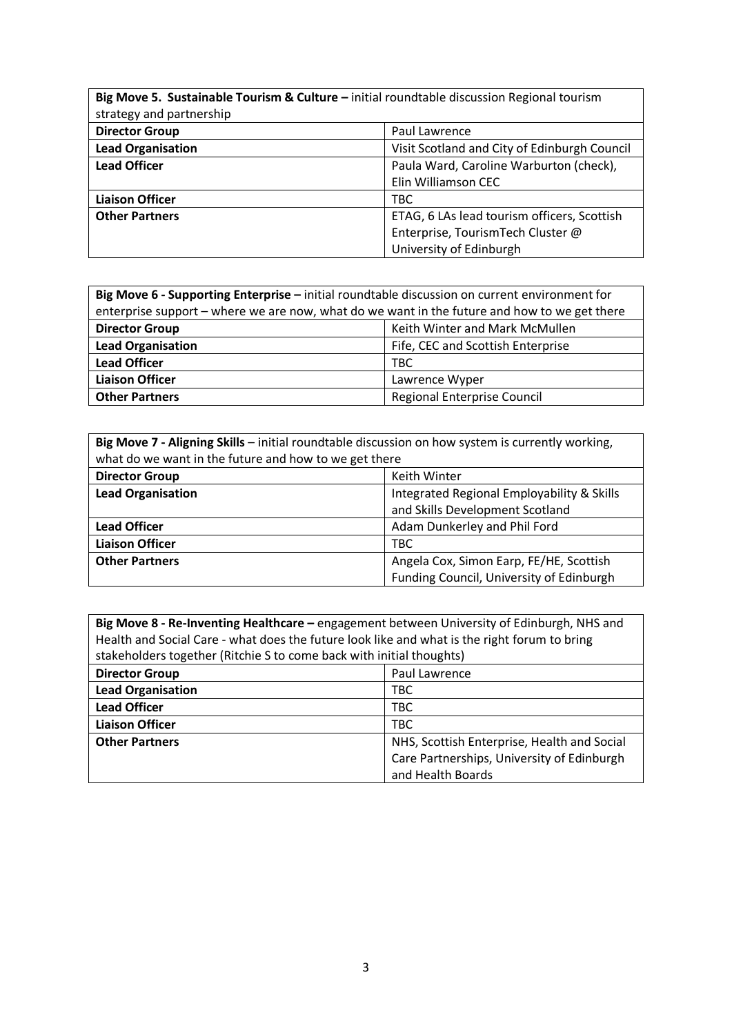| **Big Move 5. Sustainable Tourism & Culture –** initial roundtable discussion Regional tourism strategy and partnership | |
|---|---|
| **Director Group** | Paul Lawrence |
| **Lead Organisation** | Visit Scotland and City of Edinburgh Council |
| **Lead Officer** | Paula Ward, Caroline Warburton (check), Elin Williamson CEC |
| **Liaison Officer** | TBC |
| **Other Partners** | ETAG, 6 LAs lead tourism officers, Scottish Enterprise, TourismTech Cluster @ University of Edinburgh |

| **Big Move 6 - Supporting Enterprise –** initial roundtable discussion on current environment for enterprise support – where we are now, what do we want in the future and how to we get there | |
|---|---|
| **Director Group** | Keith Winter and Mark McMullen |
| **Lead Organisation** | Fife, CEC and Scottish Enterprise |
| **Lead Officer** | TBC |
| **Liaison Officer** | Lawrence Wyper |
| **Other Partners** | Regional Enterprise Council |

| **Big Move 7 - Aligning Skills** – initial roundtable discussion on how system is currently working, what do we want in the future and how to we get there | |
|---|---|
| **Director Group** | Keith Winter |
| **Lead Organisation** | Integrated Regional Employability & Skills and Skills Development Scotland |
| **Lead Officer** | Adam Dunkerley and Phil Ford |
| **Liaison Officer** | TBC |
| **Other Partners** | Angela Cox, Simon Earp, FE/HE, Scottish Funding Council, University of Edinburgh |

| **Big Move 8 - Re-Inventing Healthcare –** engagement between University of Edinburgh, NHS and Health and Social Care - what does the future look like and what is the right forum to bring stakeholders together (Ritchie S to come back with initial thoughts) | |
|---|---|
| **Director Group** | Paul Lawrence |
| **Lead Organisation** | TBC |
| **Lead Officer** | TBC |
| **Liaison Officer** | TBC |
| **Other Partners** | NHS, Scottish Enterprise, Health and Social Care Partnerships, University of Edinburgh and Health Boards |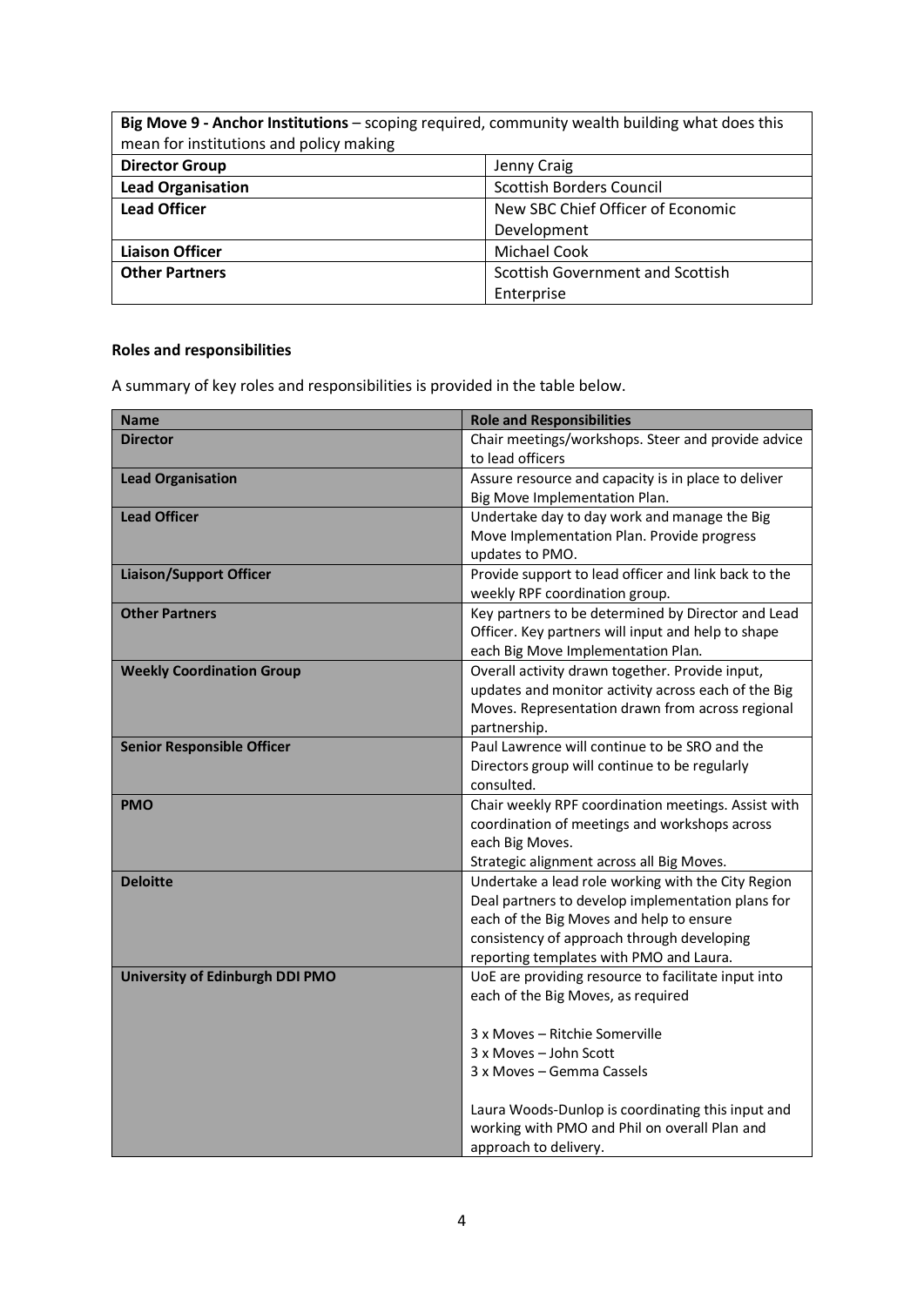| **Big Move 9 - Anchor Institutions** – scoping required, community wealth building what does this mean for institutions and policy making | |
|---|---|
| **Director Group** | Jenny Craig |
| **Lead Organisation** | Scottish Borders Council |
| **Lead Officer** | New SBC Chief Officer of Economic Development |
| **Liaison Officer** | Michael Cook |
| **Other Partners** | Scottish Government and Scottish Enterprise |

**Roles and responsibilities**

A summary of key roles and responsibilities is provided in the table below.

| Name | Role and Responsibilities |
|---|---|
| **Director** | Chair meetings/workshops. Steer and provide advice to lead officers |
| **Lead Organisation** | Assure resource and capacity is in place to deliver Big Move Implementation Plan. |
| **Lead Officer** | Undertake day to day work and manage the Big Move Implementation Plan. Provide progress updates to PMO. |
| **Liaison/Support Officer** | Provide support to lead officer and link back to the weekly RPF coordination group. |
| **Other Partners** | Key partners to be determined by Director and Lead Officer. Key partners will input and help to shape each Big Move Implementation Plan. |
| **Weekly Coordination Group** | Overall activity drawn together. Provide input, updates and monitor activity across each of the Big Moves. Representation drawn from across regional partnership. |
| **Senior Responsible Officer** | Paul Lawrence will continue to be SRO and the Directors group will continue to be regularly consulted. |
| **PMO** | Chair weekly RPF coordination meetings. Assist with coordination of meetings and workshops across each Big Moves.<br>Strategic alignment across all Big Moves. |
| **Deloitte** | Undertake a lead role working with the City Region Deal partners to develop implementation plans for each of the Big Moves and help to ensure consistency of approach through developing reporting templates with PMO and Laura. |
| **University of Edinburgh DDI PMO** | UoE are providing resource to facilitate input into each of the Big Moves, as required<br><br>3 x Moves – Ritchie Somerville<br>3 x Moves – John Scott<br>3 x Moves – Gemma Cassels<br><br>Laura Woods-Dunlop is coordinating this input and working with PMO and Phil on overall Plan and approach to delivery. |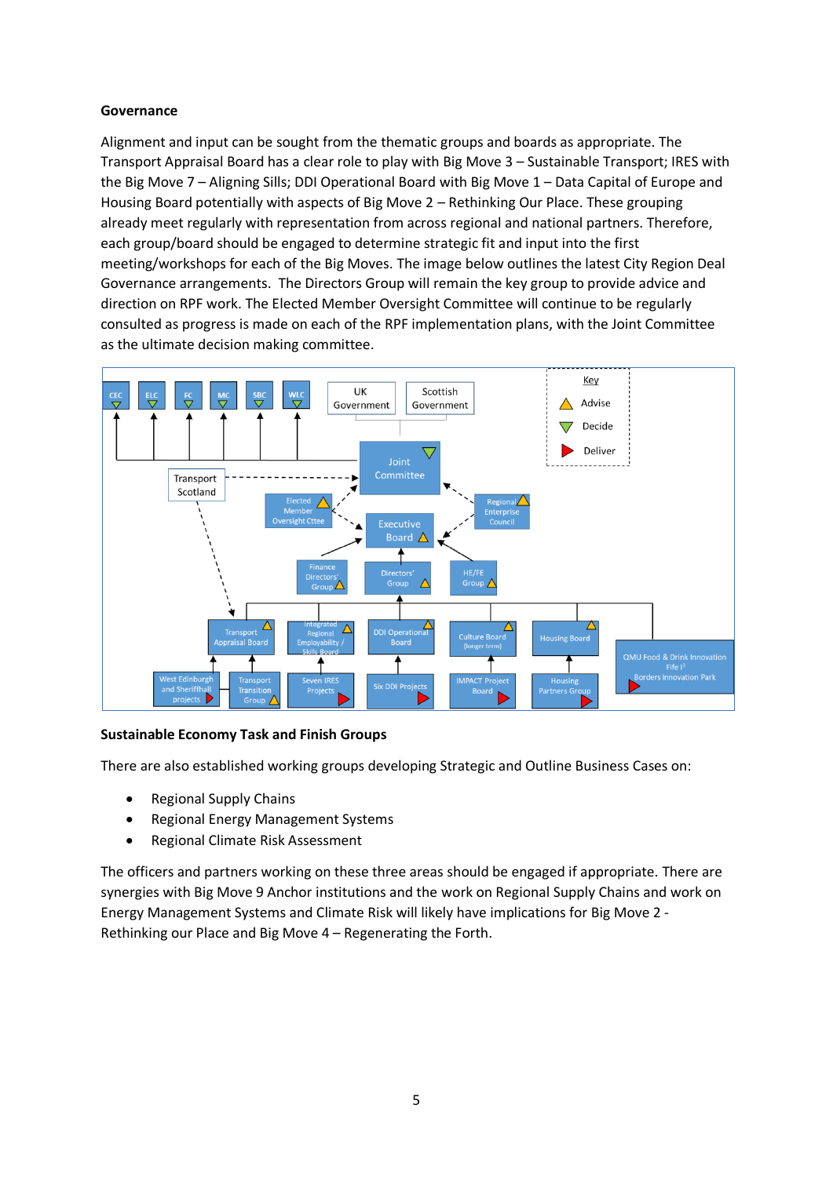## Governance

Alignment and input can be sought from the thematic groups and boards as appropriate. The Transport Appraisal Board has a clear role to play with Big Move 3 – Sustainable Transport; IRES with the Big Move 7 – Aligning Sills; DDI Operational Board with Big Move 1 – Data Capital of Europe and Housing Board potentially with aspects of Big Move 2 – Rethinking Our Place. These grouping already meet regularly with representation from across regional and national partners. Therefore, each group/board should be engaged to determine strategic fit and input into the first meeting/workshops for each of the Big Moves. The image below outlines the latest City Region Deal Governance arrangements. The Directors Group will remain the key group to provide advice and direction on RPF work. The Elected Member Oversight Committee will continue to be regularly consulted as progress is made on each of the RPF implementation plans, with the Joint Committee as the ultimate decision making committee.

## Sustainable Economy Task and Finish Groups

There are also established working groups developing Strategic and Outline Business Cases on:

- Regional Supply Chains
- Regional Energy Management Systems
- Regional Climate Risk Assessment

The officers and partners working on these three areas should be engaged if appropriate. There are synergies with Big Move 9 Anchor institutions and the work on Regional Supply Chains and work on Energy Management Systems and Climate Risk will likely have implications for Big Move 2 - Rethinking our Place and Big Move 4 – Regenerating the Forth.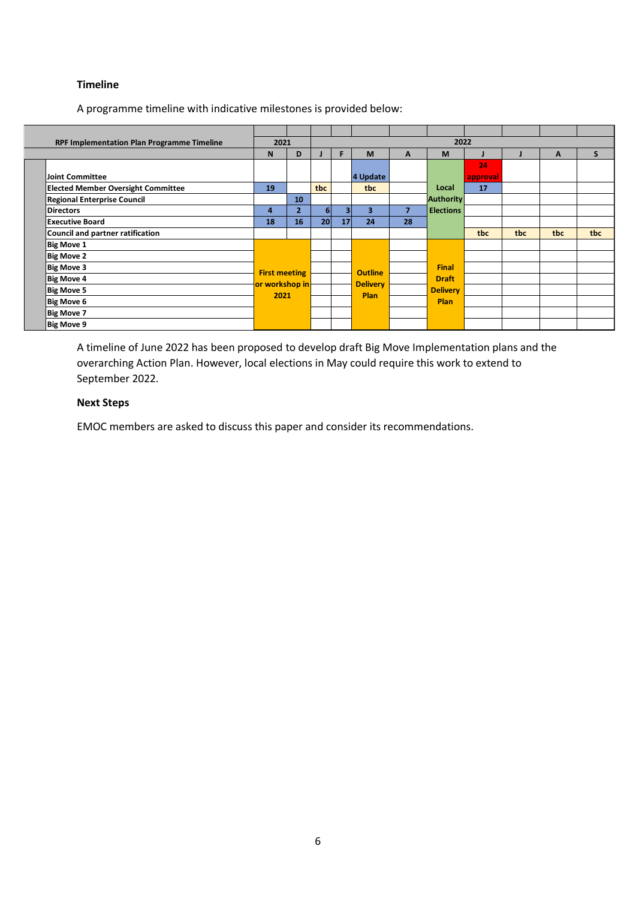**Timeline**

A programme timeline with indicative milestones is provided below:

| RPF Implementation Plan Programme Timeline | 2021 | | 2022 | | | | | | | | |
|---|---|---|---|---|---|---|---|---|---|---|---|
| | N | D | J | F | M | A | M | J | J | A | S |
| Joint Committee | | | | | 4 Update | | Local Authority Elections | 24 approval | | | |
| Elected Member Oversight Committee | 19 | | tbc | | tbc | | | 17 | | | |
| Regional Enterprise Council | | 10 | | | | | | | | | |
| Directors | 4 | 2 | 6 | 3 | 3 | 7 | | | | | |
| Executive Board | 18 | 16 | 20 | 17 | 24 | 28 | | | | | |
| Council and partner ratification | | | | | | | | tbc | tbc | tbc | tbc |
| Big Move 1 | First meeting or workshop in 2021 | | | | Outline Delivery Plan | | Final Draft Delivery Plan | | | | |
| Big Move 2 | | | | | | | | | | | |
| Big Move 3 | | | | | | | | | | | |
| Big Move 4 | | | | | | | | | | | |
| Big Move 5 | | | | | | | | | | | |
| Big Move 6 | | | | | | | | | | | |
| Big Move 7 | | | | | | | | | | | |
| Big Move 9 | | | | | | | | | | | |

A timeline of June 2022 has been proposed to develop draft Big Move Implementation plans and the overarching Action Plan. However, local elections in May could require this work to extend to September 2022.

**Next Steps**

EMOC members are asked to discuss this paper and consider its recommendations.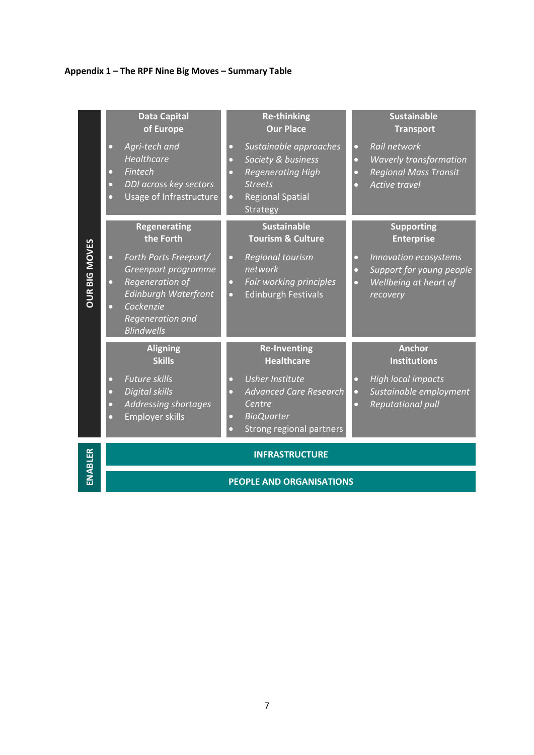**Appendix 1 – The RPF Nine Big Moves – Summary Table**

| OUR BIG MOVES | | | |
|---|---|---|---|
| | **Data Capital of Europe**<br>• *Agri-tech and Healthcare*<br>• *Fintech*<br>• *DDI across key sectors*<br>• Usage of Infrastructure | **Re-thinking Our Place**<br>• *Sustainable approaches*<br>• *Society & business*<br>• *Regenerating High Streets*<br>• Regional Spatial Strategy | **Sustainable Transport**<br>• *Rail network*<br>• *Waverly transformation*<br>• *Regional Mass Transit*<br>• *Active travel* |
| | **Regenerating the Forth**<br>• *Forth Ports Freeport/ Greenport programme*<br>• *Regeneration of Edinburgh Waterfront*<br>• *Cockenzie Regeneration and Blindwells* | **Sustainable Tourism & Culture**<br>• *Regional tourism network*<br>• *Fair working principles*<br>• Edinburgh Festivals | **Supporting Enterprise**<br>• *Innovation ecosystems*<br>• *Support for young people*<br>• *Wellbeing at heart of recovery* |
| | **Aligning Skills**<br>• *Future skills*<br>• *Digital skills*<br>• *Addressing shortages*<br>• Employer skills | **Re-Inventing Healthcare**<br>• *Usher Institute*<br>• *Advanced Care Research Centre*<br>• *BioQuarter*<br>• Strong regional partners | **Anchor Institutions**<br>• *High local impacts*<br>• *Sustainable employment*<br>• *Reputational pull* |
| ENABLER | **INFRASTRUCTURE** | | |
| | **PEOPLE AND ORGANISATIONS** | | |